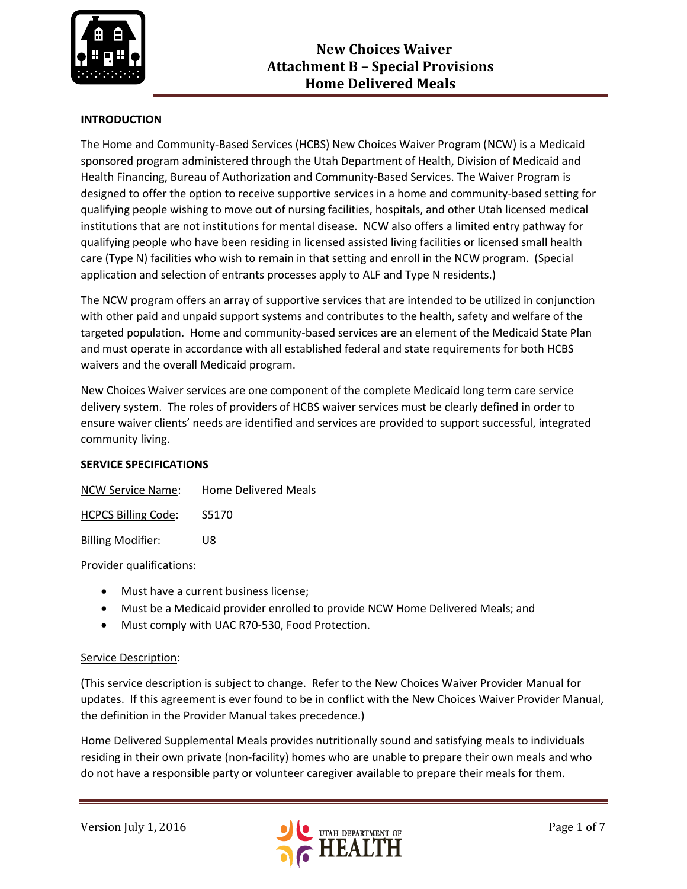# New Choices Waiver
# Attachment B – Special Provisions
# Home Delivered Meals

**INTRODUCTION**

The Home and Community-Based Services (HCBS) New Choices Waiver Program (NCW) is a Medicaid sponsored program administered through the Utah Department of Health, Division of Medicaid and Health Financing, Bureau of Authorization and Community-Based Services. The Waiver Program is designed to offer the option to receive supportive services in a home and community-based setting for qualifying people wishing to move out of nursing facilities, hospitals, and other Utah licensed medical institutions that are not institutions for mental disease. NCW also offers a limited entry pathway for qualifying people who have been residing in licensed assisted living facilities or licensed small health care (Type N) facilities who wish to remain in that setting and enroll in the NCW program. (Special application and selection of entrants processes apply to ALF and Type N residents.)

The NCW program offers an array of supportive services that are intended to be utilized in conjunction with other paid and unpaid support systems and contributes to the health, safety and welfare of the targeted population. Home and community-based services are an element of the Medicaid State Plan and must operate in accordance with all established federal and state requirements for both HCBS waivers and the overall Medicaid program.

New Choices Waiver services are one component of the complete Medicaid long term care service delivery system. The roles of providers of HCBS waiver services must be clearly defined in order to ensure waiver clients' needs are identified and services are provided to support successful, integrated community living.

**SERVICE SPECIFICATIONS**

NCW Service Name: Home Delivered Meals

HCPCS Billing Code: S5170

Billing Modifier: U8

Provider qualifications:

- Must have a current business license;
- Must be a Medicaid provider enrolled to provide NCW Home Delivered Meals; and
- Must comply with UAC R70-530, Food Protection.

Service Description:

(This service description is subject to change. Refer to the New Choices Waiver Provider Manual for updates. If this agreement is ever found to be in conflict with the New Choices Waiver Provider Manual, the definition in the Provider Manual takes precedence.)

Home Delivered Supplemental Meals provides nutritionally sound and satisfying meals to individuals residing in their own private (non-facility) homes who are unable to prepare their own meals and who do not have a responsible party or volunteer caregiver available to prepare their meals for them.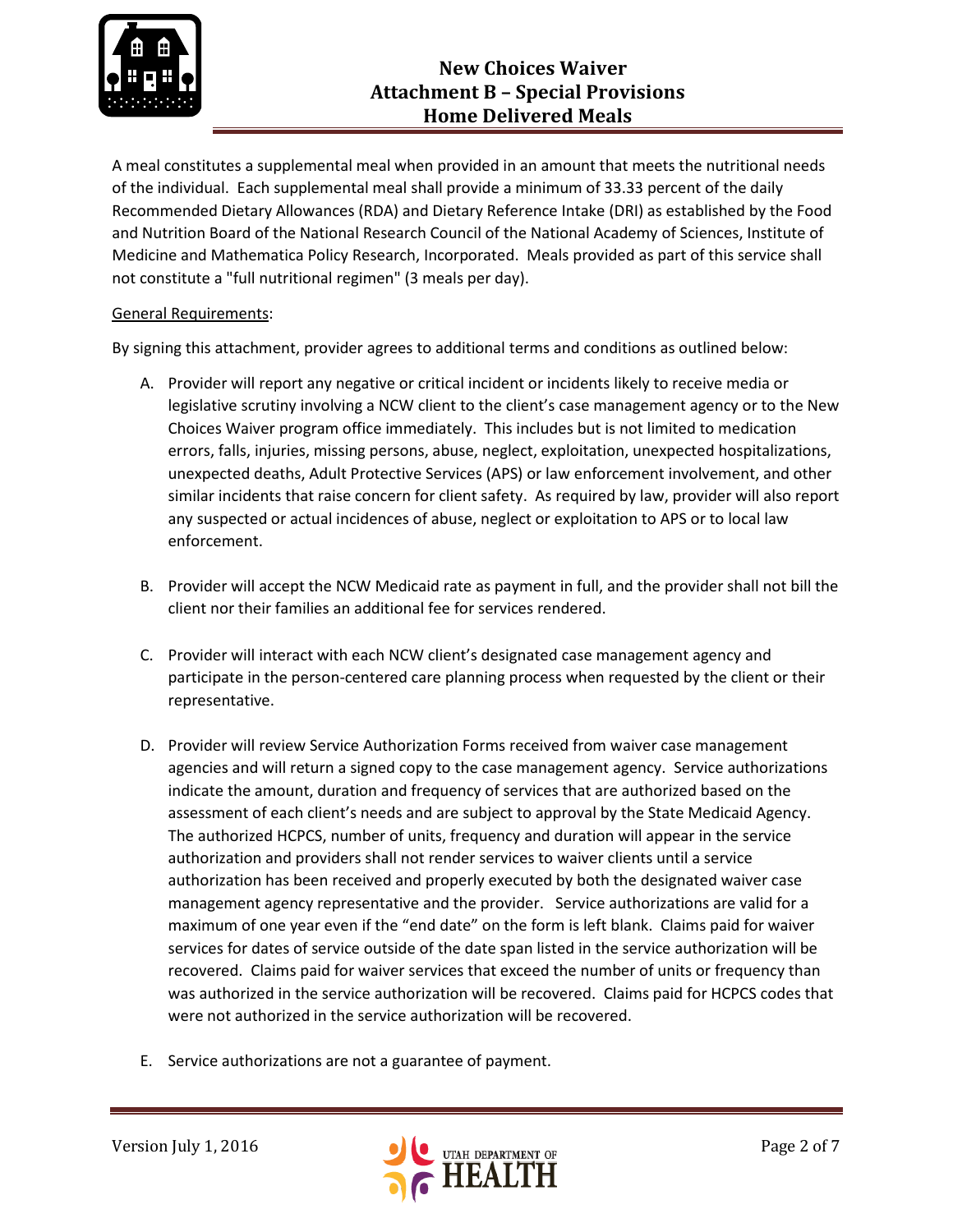A meal constitutes a supplemental meal when provided in an amount that meets the nutritional needs of the individual. Each supplemental meal shall provide a minimum of 33.33 percent of the daily Recommended Dietary Allowances (RDA) and Dietary Reference Intake (DRI) as established by the Food and Nutrition Board of the National Research Council of the National Academy of Sciences, Institute of Medicine and Mathematica Policy Research, Incorporated. Meals provided as part of this service shall not constitute a "full nutritional regimen" (3 meals per day).

General Requirements:

By signing this attachment, provider agrees to additional terms and conditions as outlined below:

A. Provider will report any negative or critical incident or incidents likely to receive media or legislative scrutiny involving a NCW client to the client's case management agency or to the New Choices Waiver program office immediately. This includes but is not limited to medication errors, falls, injuries, missing persons, abuse, neglect, exploitation, unexpected hospitalizations, unexpected deaths, Adult Protective Services (APS) or law enforcement involvement, and other similar incidents that raise concern for client safety. As required by law, provider will also report any suspected or actual incidences of abuse, neglect or exploitation to APS or to local law enforcement.

B. Provider will accept the NCW Medicaid rate as payment in full, and the provider shall not bill the client nor their families an additional fee for services rendered.

C. Provider will interact with each NCW client's designated case management agency and participate in the person-centered care planning process when requested by the client or their representative.

D. Provider will review Service Authorization Forms received from waiver case management agencies and will return a signed copy to the case management agency. Service authorizations indicate the amount, duration and frequency of services that are authorized based on the assessment of each client's needs and are subject to approval by the State Medicaid Agency. The authorized HCPCS, number of units, frequency and duration will appear in the service authorization and providers shall not render services to waiver clients until a service authorization has been received and properly executed by both the designated waiver case management agency representative and the provider. Service authorizations are valid for a maximum of one year even if the "end date" on the form is left blank. Claims paid for waiver services for dates of service outside of the date span listed in the service authorization will be recovered. Claims paid for waiver services that exceed the number of units or frequency than was authorized in the service authorization will be recovered. Claims paid for HCPCS codes that were not authorized in the service authorization will be recovered.

E. Service authorizations are not a guarantee of payment.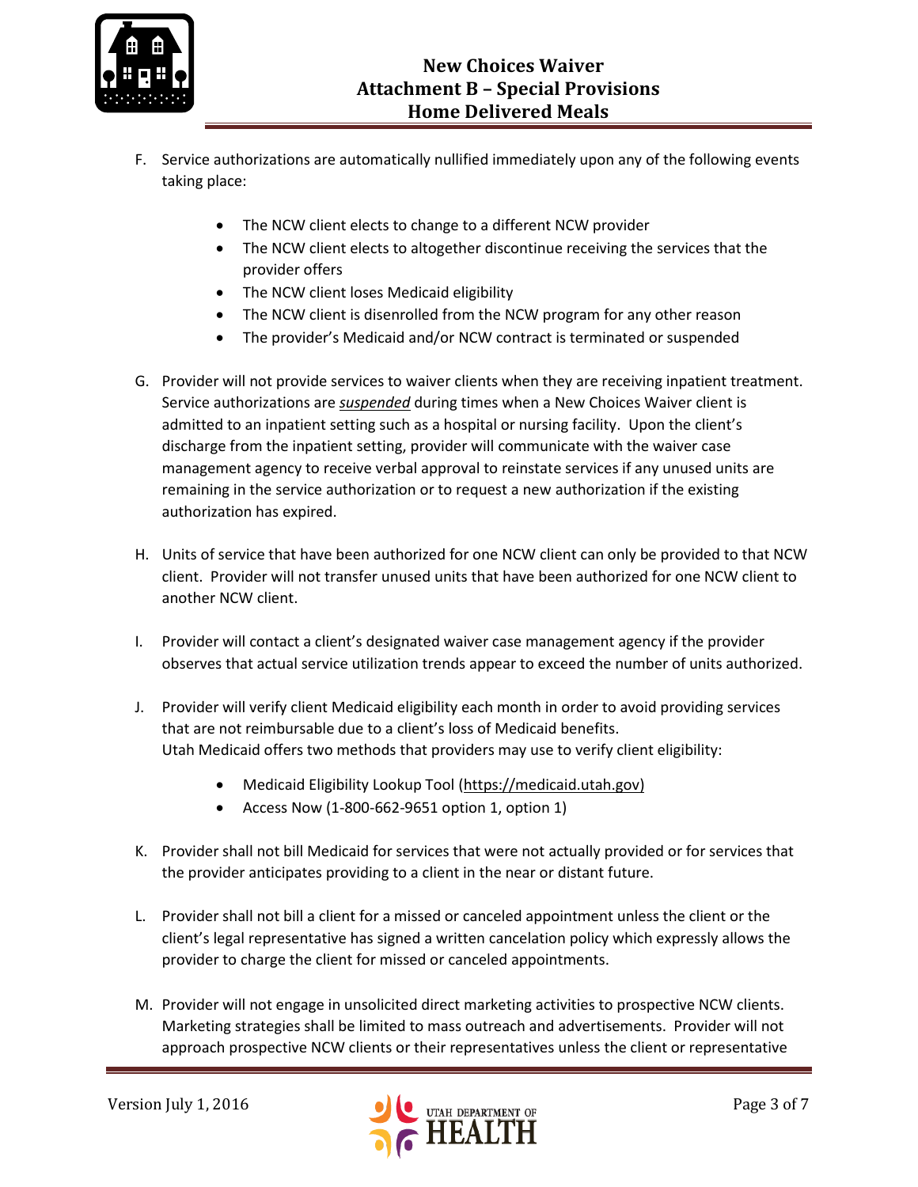F. Service authorizations are automatically nullified immediately upon any of the following events taking place:

- The NCW client elects to change to a different NCW provider
- The NCW client elects to altogether discontinue receiving the services that the provider offers
- The NCW client loses Medicaid eligibility
- The NCW client is disenrolled from the NCW program for any other reason
- The provider's Medicaid and/or NCW contract is terminated or suspended

G. Provider will not provide services to waiver clients when they are receiving inpatient treatment. Service authorizations are ***suspended*** during times when a New Choices Waiver client is admitted to an inpatient setting such as a hospital or nursing facility. Upon the client's discharge from the inpatient setting, provider will communicate with the waiver case management agency to receive verbal approval to reinstate services if any unused units are remaining in the service authorization or to request a new authorization if the existing authorization has expired.

H. Units of service that have been authorized for one NCW client can only be provided to that NCW client. Provider will not transfer unused units that have been authorized for one NCW client to another NCW client.

I. Provider will contact a client's designated waiver case management agency if the provider observes that actual service utilization trends appear to exceed the number of units authorized.

J. Provider will verify client Medicaid eligibility each month in order to avoid providing services that are not reimbursable due to a client's loss of Medicaid benefits.
Utah Medicaid offers two methods that providers may use to verify client eligibility:

- Medicaid Eligibility Lookup Tool (https://medicaid.utah.gov)
- Access Now (1-800-662-9651 option 1, option 1)

K. Provider shall not bill Medicaid for services that were not actually provided or for services that the provider anticipates providing to a client in the near or distant future.

L. Provider shall not bill a client for a missed or canceled appointment unless the client or the client's legal representative has signed a written cancelation policy which expressly allows the provider to charge the client for missed or canceled appointments.

M. Provider will not engage in unsolicited direct marketing activities to prospective NCW clients. Marketing strategies shall be limited to mass outreach and advertisements. Provider will not approach prospective NCW clients or their representatives unless the client or representative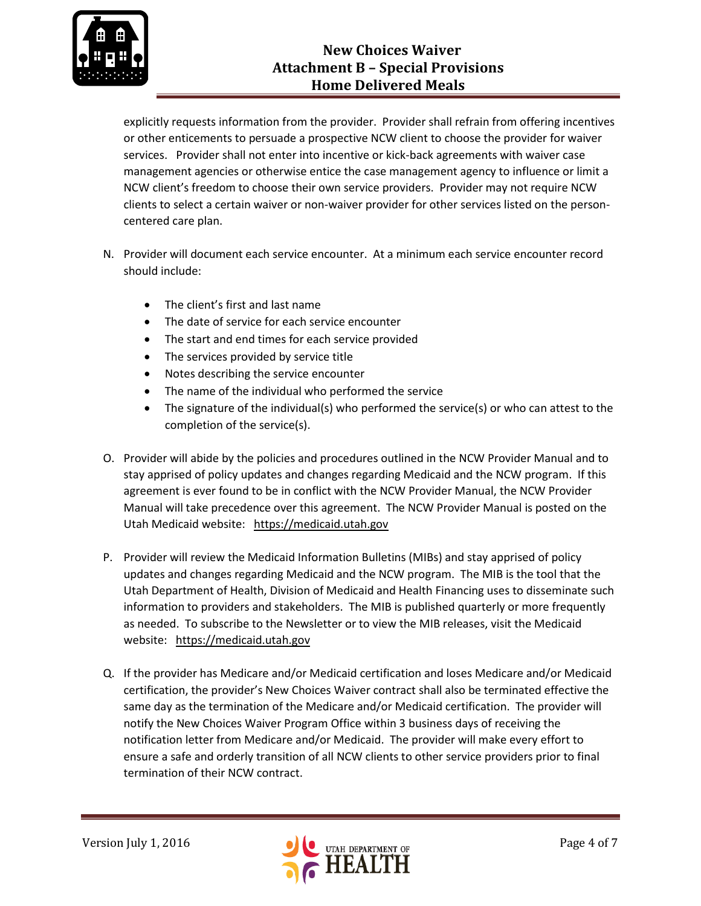explicitly requests information from the provider. Provider shall refrain from offering incentives or other enticements to persuade a prospective NCW client to choose the provider for waiver services. Provider shall not enter into incentive or kick-back agreements with waiver case management agencies or otherwise entice the case management agency to influence or limit a NCW client's freedom to choose their own service providers. Provider may not require NCW clients to select a certain waiver or non-waiver provider for other services listed on the person-centered care plan.

N. Provider will document each service encounter. At a minimum each service encounter record should include:

- The client's first and last name
- The date of service for each service encounter
- The start and end times for each service provided
- The services provided by service title
- Notes describing the service encounter
- The name of the individual who performed the service
- The signature of the individual(s) who performed the service(s) or who can attest to the completion of the service(s).

O. Provider will abide by the policies and procedures outlined in the NCW Provider Manual and to stay apprised of policy updates and changes regarding Medicaid and the NCW program. If this agreement is ever found to be in conflict with the NCW Provider Manual, the NCW Provider Manual will take precedence over this agreement. The NCW Provider Manual is posted on the Utah Medicaid website: https://medicaid.utah.gov

P. Provider will review the Medicaid Information Bulletins (MIBs) and stay apprised of policy updates and changes regarding Medicaid and the NCW program. The MIB is the tool that the Utah Department of Health, Division of Medicaid and Health Financing uses to disseminate such information to providers and stakeholders. The MIB is published quarterly or more frequently as needed. To subscribe to the Newsletter or to view the MIB releases, visit the Medicaid website: https://medicaid.utah.gov

Q. If the provider has Medicare and/or Medicaid certification and loses Medicare and/or Medicaid certification, the provider's New Choices Waiver contract shall also be terminated effective the same day as the termination of the Medicare and/or Medicaid certification. The provider will notify the New Choices Waiver Program Office within 3 business days of receiving the notification letter from Medicare and/or Medicaid. The provider will make every effort to ensure a safe and orderly transition of all NCW clients to other service providers prior to final termination of their NCW contract.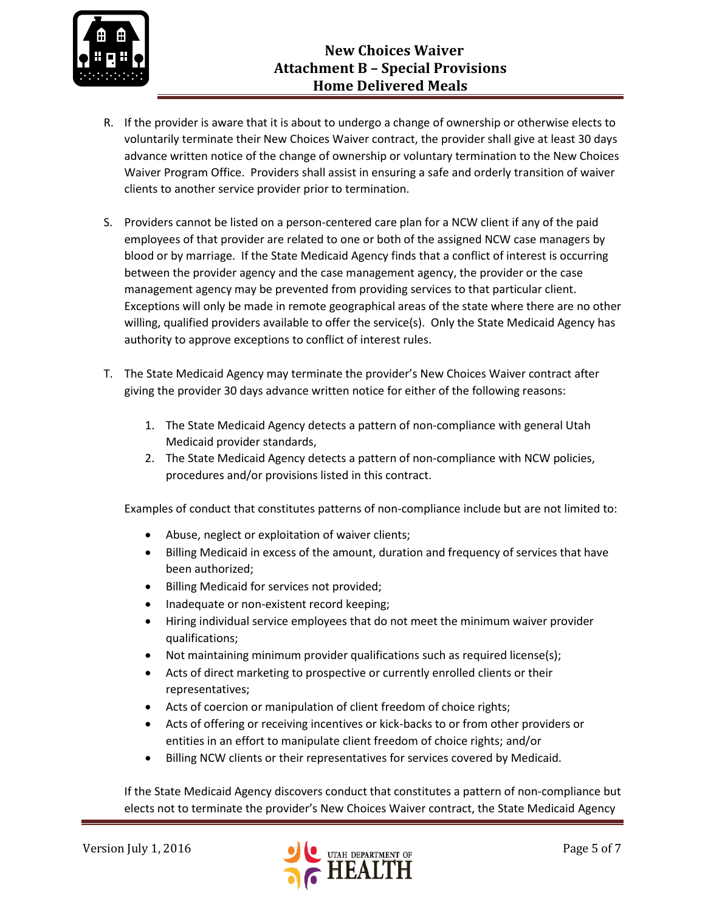R. If the provider is aware that it is about to undergo a change of ownership or otherwise elects to voluntarily terminate their New Choices Waiver contract, the provider shall give at least 30 days advance written notice of the change of ownership or voluntary termination to the New Choices Waiver Program Office. Providers shall assist in ensuring a safe and orderly transition of waiver clients to another service provider prior to termination.

S. Providers cannot be listed on a person-centered care plan for a NCW client if any of the paid employees of that provider are related to one or both of the assigned NCW case managers by blood or by marriage. If the State Medicaid Agency finds that a conflict of interest is occurring between the provider agency and the case management agency, the provider or the case management agency may be prevented from providing services to that particular client. Exceptions will only be made in remote geographical areas of the state where there are no other willing, qualified providers available to offer the service(s). Only the State Medicaid Agency has authority to approve exceptions to conflict of interest rules.

T. The State Medicaid Agency may terminate the provider's New Choices Waiver contract after giving the provider 30 days advance written notice for either of the following reasons:

   1. The State Medicaid Agency detects a pattern of non-compliance with general Utah Medicaid provider standards,
   2. The State Medicaid Agency detects a pattern of non-compliance with NCW policies, procedures and/or provisions listed in this contract.

   Examples of conduct that constitutes patterns of non-compliance include but are not limited to:

   - Abuse, neglect or exploitation of waiver clients;
   - Billing Medicaid in excess of the amount, duration and frequency of services that have been authorized;
   - Billing Medicaid for services not provided;
   - Inadequate or non-existent record keeping;
   - Hiring individual service employees that do not meet the minimum waiver provider qualifications;
   - Not maintaining minimum provider qualifications such as required license(s);
   - Acts of direct marketing to prospective or currently enrolled clients or their representatives;
   - Acts of coercion or manipulation of client freedom of choice rights;
   - Acts of offering or receiving incentives or kick-backs to or from other providers or entities in an effort to manipulate client freedom of choice rights; and/or
   - Billing NCW clients or their representatives for services covered by Medicaid.

   If the State Medicaid Agency discovers conduct that constitutes a pattern of non-compliance but elects not to terminate the provider's New Choices Waiver contract, the State Medicaid Agency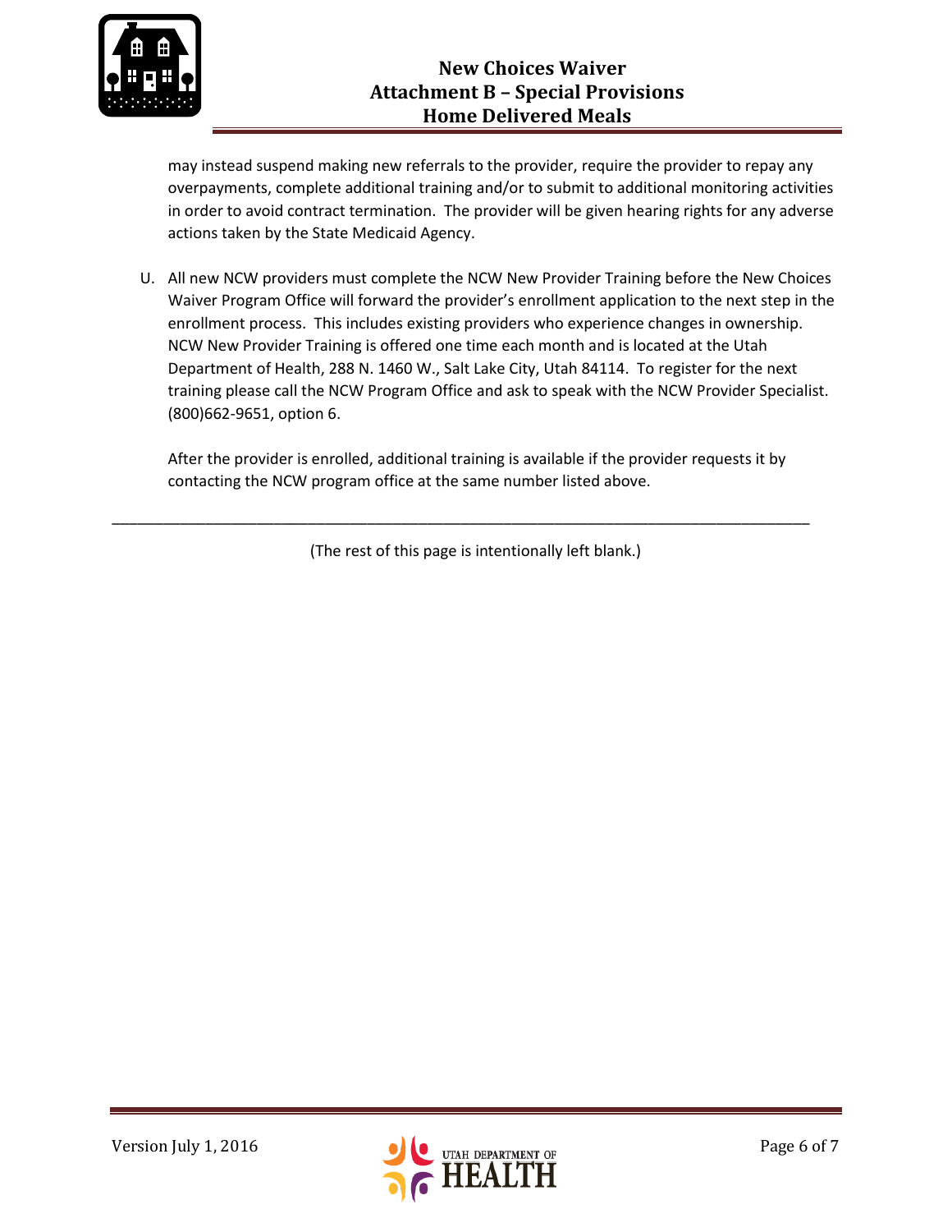may instead suspend making new referrals to the provider, require the provider to repay any overpayments, complete additional training and/or to submit to additional monitoring activities in order to avoid contract termination. The provider will be given hearing rights for any adverse actions taken by the State Medicaid Agency.

U. All new NCW providers must complete the NCW New Provider Training before the New Choices Waiver Program Office will forward the provider's enrollment application to the next step in the enrollment process. This includes existing providers who experience changes in ownership. NCW New Provider Training is offered one time each month and is located at the Utah Department of Health, 288 N. 1460 W., Salt Lake City, Utah 84114. To register for the next training please call the NCW Program Office and ask to speak with the NCW Provider Specialist. (800)662-9651, option 6.

   After the provider is enrolled, additional training is available if the provider requests it by contacting the NCW program office at the same number listed above.

---

(The rest of this page is intentionally left blank.)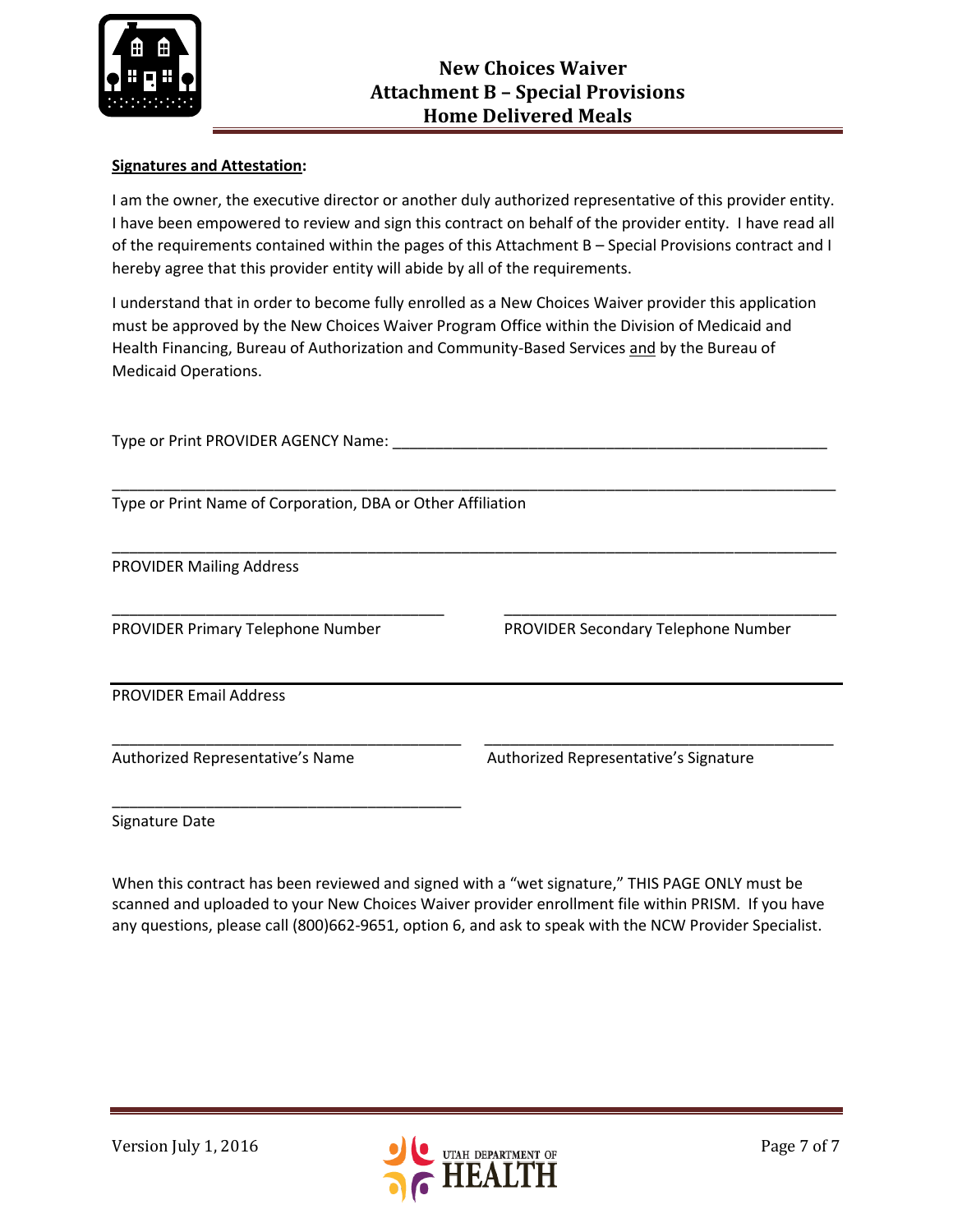**Signatures and Attestation:**

I am the owner, the executive director or another duly authorized representative of this provider entity. I have been empowered to review and sign this contract on behalf of the provider entity. I have read all of the requirements contained within the pages of this Attachment B – Special Provisions contract and I hereby agree that this provider entity will abide by all of the requirements.

I understand that in order to become fully enrolled as a New Choices Waiver provider this application must be approved by the New Choices Waiver Program Office within the Division of Medicaid and Health Financing, Bureau of Authorization and Community-Based Services and by the Bureau of Medicaid Operations.

Type or Print PROVIDER AGENCY Name: ______________________________________________________

_____________________________________________________________________________
Type or Print Name of Corporation, DBA or Other Affiliation

_____________________________________________________________________________
PROVIDER Mailing Address

_______________________________________ _______________________________________
PROVIDER Primary Telephone Number PROVIDER Secondary Telephone Number

_____________________________________________________________________________
PROVIDER Email Address

_______________________________________ _______________________________________
Authorized Representative's Name Authorized Representative's Signature

_______________________________________
Signature Date

When this contract has been reviewed and signed with a "wet signature," THIS PAGE ONLY must be scanned and uploaded to your New Choices Waiver provider enrollment file within PRISM. If you have any questions, please call (800)662-9651, option 6, and ask to speak with the NCW Provider Specialist.